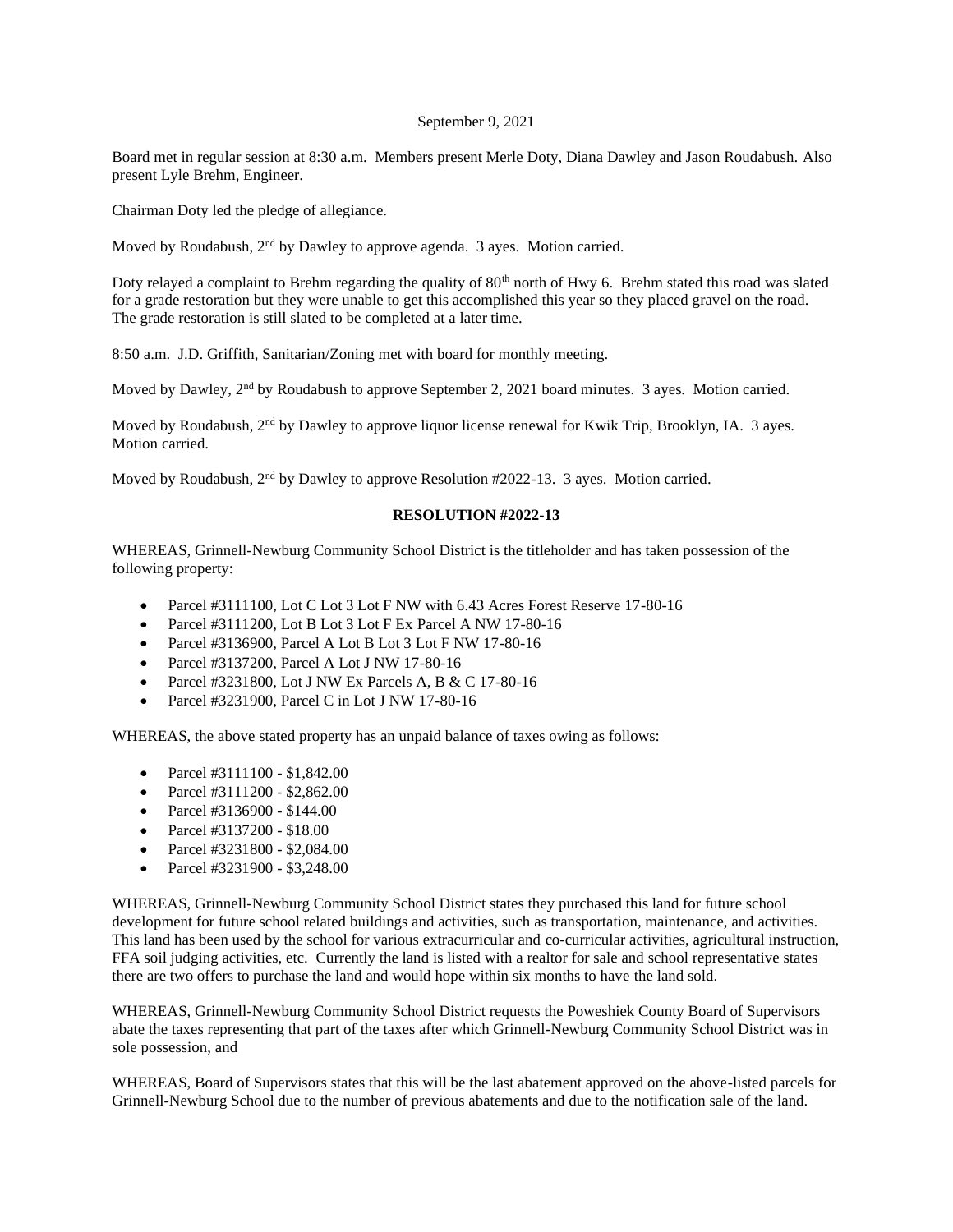September 9, 2021

Board met in regular session at 8:30 a.m. Members present Merle Doty, Diana Dawley and Jason Roudabush. Also present Lyle Brehm, Engineer.

Chairman Doty led the pledge of allegiance.

Moved by Roudabush, 2nd by Dawley to approve agenda. 3 ayes. Motion carried.

Doty relayed a complaint to Brehm regarding the quality of 80th north of Hwy 6. Brehm stated this road was slated for a grade restoration but they were unable to get this accomplished this year so they placed gravel on the road. The grade restoration is still slated to be completed at a later time.

8:50 a.m. J.D. Griffith, Sanitarian/Zoning met with board for monthly meeting.

Moved by Dawley, 2nd by Roudabush to approve September 2, 2021 board minutes. 3 ayes. Motion carried.

Moved by Roudabush, 2nd by Dawley to approve liquor license renewal for Kwik Trip, Brooklyn, IA. 3 ayes. Motion carried.

Moved by Roudabush, 2nd by Dawley to approve Resolution #2022-13. 3 ayes. Motion carried.

**RESOLUTION #2022-13**

WHEREAS, Grinnell-Newburg Community School District is the titleholder and has taken possession of the following property:

- Parcel #3111100, Lot C Lot 3 Lot F NW with 6.43 Acres Forest Reserve 17-80-16
- Parcel #3111200, Lot B Lot 3 Lot F Ex Parcel A NW 17-80-16
- Parcel #3136900, Parcel A Lot B Lot 3 Lot F NW 17-80-16
- Parcel #3137200, Parcel A Lot J NW 17-80-16
- Parcel #3231800, Lot J NW Ex Parcels A, B & C 17-80-16
- Parcel #3231900, Parcel C in Lot J NW 17-80-16

WHEREAS, the above stated property has an unpaid balance of taxes owing as follows:

- Parcel #3111100 - $1,842.00
- Parcel #3111200 - $2,862.00
- Parcel #3136900 - $144.00
- Parcel #3137200 - $18.00
- Parcel #3231800 - $2,084.00
- Parcel #3231900 - $3,248.00

WHEREAS, Grinnell-Newburg Community School District states they purchased this land for future school development for future school related buildings and activities, such as transportation, maintenance, and activities. This land has been used by the school for various extracurricular and co-curricular activities, agricultural instruction, FFA soil judging activities, etc. Currently the land is listed with a realtor for sale and school representative states there are two offers to purchase the land and would hope within six months to have the land sold.

WHEREAS, Grinnell-Newburg Community School District requests the Poweshiek County Board of Supervisors abate the taxes representing that part of the taxes after which Grinnell-Newburg Community School District was in sole possession, and

WHEREAS, Board of Supervisors states that this will be the last abatement approved on the above-listed parcels for Grinnell-Newburg School due to the number of previous abatements and due to the notification sale of the land.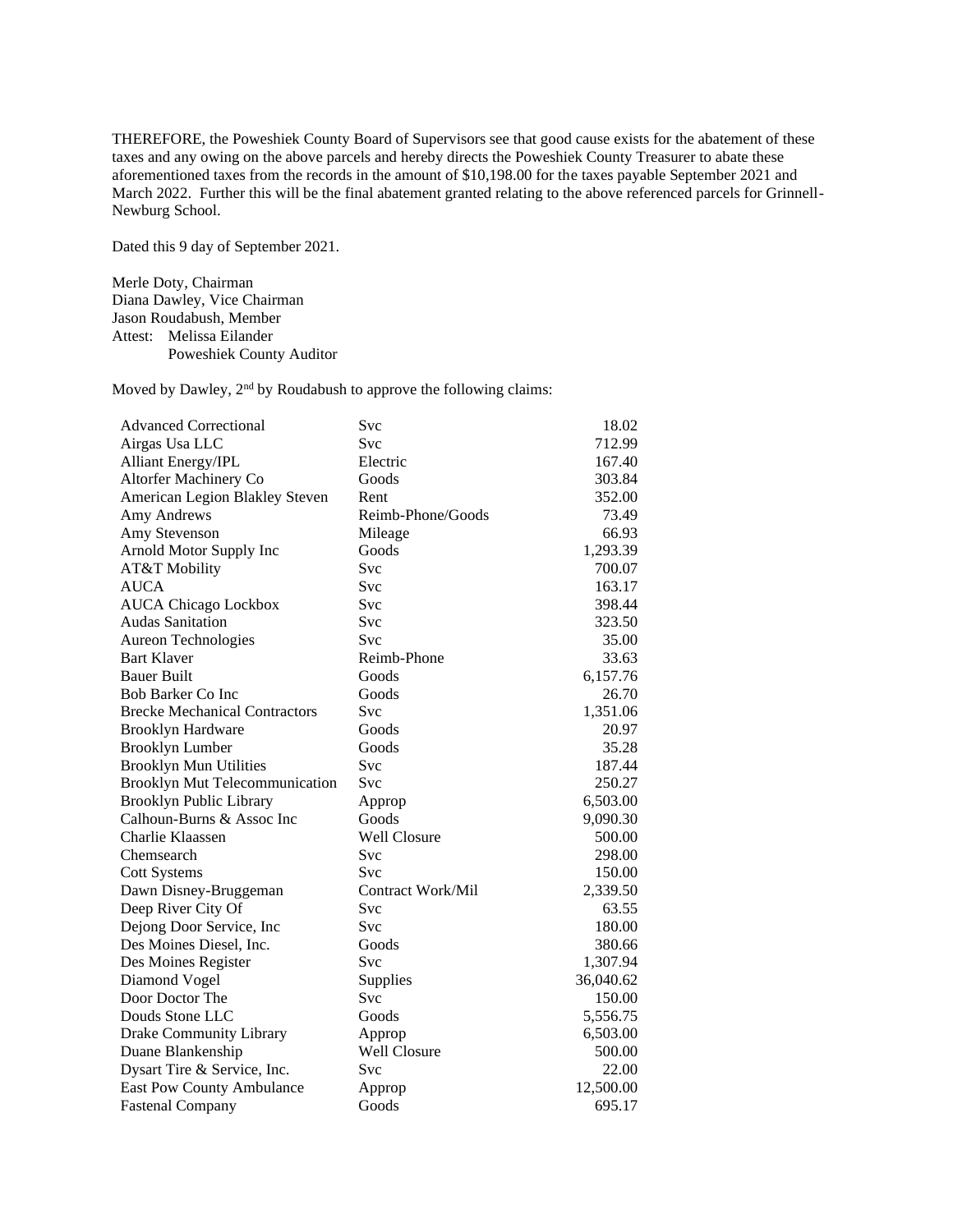THEREFORE, the Poweshiek County Board of Supervisors see that good cause exists for the abatement of these taxes and any owing on the above parcels and hereby directs the Poweshiek County Treasurer to abate these aforementioned taxes from the records in the amount of $10,198.00 for the taxes payable September 2021 and March 2022. Further this will be the final abatement granted relating to the above referenced parcels for Grinnell-Newburg School.

Dated this 9 day of September 2021.

Merle Doty, Chairman
Diana Dawley, Vice Chairman
Jason Roudabush, Member
Attest: Melissa Eilander
Poweshiek County Auditor

Moved by Dawley, 2nd by Roudabush to approve the following claims:

| | | |
|---|---|---|
| Advanced Correctional | Svc | 18.02 |
| Airgas Usa LLC | Svc | 712.99 |
| Alliant Energy/IPL | Electric | 167.40 |
| Altorfer Machinery Co | Goods | 303.84 |
| American Legion Blakley Steven | Rent | 352.00 |
| Amy Andrews | Reimb-Phone/Goods | 73.49 |
| Amy Stevenson | Mileage | 66.93 |
| Arnold Motor Supply Inc | Goods | 1,293.39 |
| AT&T Mobility | Svc | 700.07 |
| AUCA | Svc | 163.17 |
| AUCA Chicago Lockbox | Svc | 398.44 |
| Audas Sanitation | Svc | 323.50 |
| Aureon Technologies | Svc | 35.00 |
| Bart Klaver | Reimb-Phone | 33.63 |
| Bauer Built | Goods | 6,157.76 |
| Bob Barker Co Inc | Goods | 26.70 |
| Brecke Mechanical Contractors | Svc | 1,351.06 |
| Brooklyn Hardware | Goods | 20.97 |
| Brooklyn Lumber | Goods | 35.28 |
| Brooklyn Mun Utilities | Svc | 187.44 |
| Brooklyn Mut Telecommunication | Svc | 250.27 |
| Brooklyn Public Library | Approp | 6,503.00 |
| Calhoun-Burns & Assoc Inc | Goods | 9,090.30 |
| Charlie Klaassen | Well Closure | 500.00 |
| Chemsearch | Svc | 298.00 |
| Cott Systems | Svc | 150.00 |
| Dawn Disney-Bruggeman | Contract Work/Mil | 2,339.50 |
| Deep River City Of | Svc | 63.55 |
| Dejong Door Service, Inc | Svc | 180.00 |
| Des Moines Diesel, Inc. | Goods | 380.66 |
| Des Moines Register | Svc | 1,307.94 |
| Diamond Vogel | Supplies | 36,040.62 |
| Door Doctor The | Svc | 150.00 |
| Douds Stone LLC | Goods | 5,556.75 |
| Drake Community Library | Approp | 6,503.00 |
| Duane Blankenship | Well Closure | 500.00 |
| Dysart Tire & Service, Inc. | Svc | 22.00 |
| East Pow County Ambulance | Approp | 12,500.00 |
| Fastenal Company | Goods | 695.17 |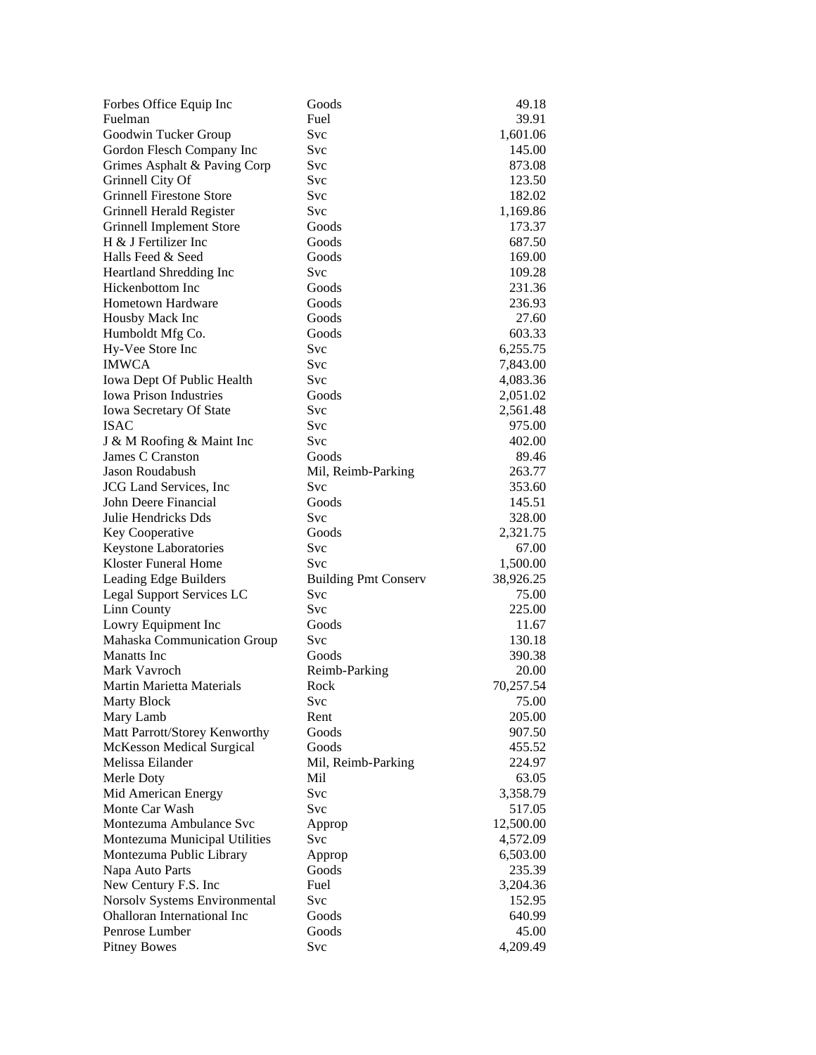| | | |
|---|---|---|
| Forbes Office Equip Inc | Goods | 49.18 |
| Fuelman | Fuel | 39.91 |
| Goodwin Tucker Group | Svc | 1,601.06 |
| Gordon Flesch Company Inc | Svc | 145.00 |
| Grimes Asphalt & Paving Corp | Svc | 873.08 |
| Grinnell City Of | Svc | 123.50 |
| Grinnell Firestone Store | Svc | 182.02 |
| Grinnell Herald Register | Svc | 1,169.86 |
| Grinnell Implement Store | Goods | 173.37 |
| H & J Fertilizer Inc | Goods | 687.50 |
| Halls Feed & Seed | Goods | 169.00 |
| Heartland Shredding Inc | Svc | 109.28 |
| Hickenbottom Inc | Goods | 231.36 |
| Hometown Hardware | Goods | 236.93 |
| Housby Mack Inc | Goods | 27.60 |
| Humboldt Mfg Co. | Goods | 603.33 |
| Hy-Vee Store Inc | Svc | 6,255.75 |
| IMWCA | Svc | 7,843.00 |
| Iowa Dept Of Public Health | Svc | 4,083.36 |
| Iowa Prison Industries | Goods | 2,051.02 |
| Iowa Secretary Of State | Svc | 2,561.48 |
| ISAC | Svc | 975.00 |
| J & M Roofing & Maint Inc | Svc | 402.00 |
| James C Cranston | Goods | 89.46 |
| Jason Roudabush | Mil, Reimb-Parking | 263.77 |
| JCG Land Services, Inc | Svc | 353.60 |
| John Deere Financial | Goods | 145.51 |
| Julie Hendricks Dds | Svc | 328.00 |
| Key Cooperative | Goods | 2,321.75 |
| Keystone Laboratories | Svc | 67.00 |
| Kloster Funeral Home | Svc | 1,500.00 |
| Leading Edge Builders | Building Pmt Conserv | 38,926.25 |
| Legal Support Services LC | Svc | 75.00 |
| Linn County | Svc | 225.00 |
| Lowry Equipment Inc | Goods | 11.67 |
| Mahaska Communication Group | Svc | 130.18 |
| Manatts Inc | Goods | 390.38 |
| Mark Vavroch | Reimb-Parking | 20.00 |
| Martin Marietta Materials | Rock | 70,257.54 |
| Marty Block | Svc | 75.00 |
| Mary Lamb | Rent | 205.00 |
| Matt Parrott/Storey Kenworthy | Goods | 907.50 |
| McKesson Medical Surgical | Goods | 455.52 |
| Melissa Eilander | Mil, Reimb-Parking | 224.97 |
| Merle Doty | Mil | 63.05 |
| Mid American Energy | Svc | 3,358.79 |
| Monte Car Wash | Svc | 517.05 |
| Montezuma Ambulance Svc | Approp | 12,500.00 |
| Montezuma Municipal Utilities | Svc | 4,572.09 |
| Montezuma Public Library | Approp | 6,503.00 |
| Napa Auto Parts | Goods | 235.39 |
| New Century F.S. Inc | Fuel | 3,204.36 |
| Norsolv Systems Environmental | Svc | 152.95 |
| Ohalloran International Inc | Goods | 640.99 |
| Penrose Lumber | Goods | 45.00 |
| Pitney Bowes | Svc | 4,209.49 |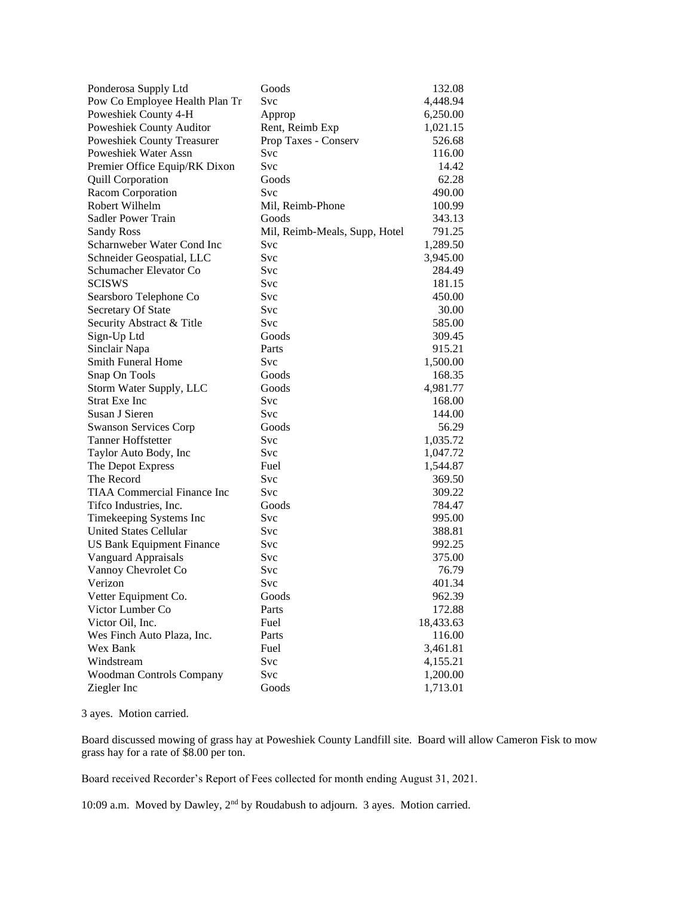| | | |
|---|---|---|
| Ponderosa Supply Ltd | Goods | 132.08 |
| Pow Co Employee Health Plan Tr | Svc | 4,448.94 |
| Poweshiek County 4-H | Approp | 6,250.00 |
| Poweshiek County Auditor | Rent, Reimb Exp | 1,021.15 |
| Poweshiek County Treasurer | Prop Taxes - Conserv | 526.68 |
| Poweshiek Water Assn | Svc | 116.00 |
| Premier Office Equip/RK Dixon | Svc | 14.42 |
| Quill Corporation | Goods | 62.28 |
| Racom Corporation | Svc | 490.00 |
| Robert Wilhelm | Mil, Reimb-Phone | 100.99 |
| Sadler Power Train | Goods | 343.13 |
| Sandy Ross | Mil, Reimb-Meals, Supp, Hotel | 791.25 |
| Scharnweber Water Cond Inc | Svc | 1,289.50 |
| Schneider Geospatial, LLC | Svc | 3,945.00 |
| Schumacher Elevator Co | Svc | 284.49 |
| SCISWS | Svc | 181.15 |
| Searsboro Telephone Co | Svc | 450.00 |
| Secretary Of State | Svc | 30.00 |
| Security Abstract & Title | Svc | 585.00 |
| Sign-Up Ltd | Goods | 309.45 |
| Sinclair Napa | Parts | 915.21 |
| Smith Funeral Home | Svc | 1,500.00 |
| Snap On Tools | Goods | 168.35 |
| Storm Water Supply, LLC | Goods | 4,981.77 |
| Strat Exe Inc | Svc | 168.00 |
| Susan J Sieren | Svc | 144.00 |
| Swanson Services Corp | Goods | 56.29 |
| Tanner Hoffstetter | Svc | 1,035.72 |
| Taylor Auto Body, Inc | Svc | 1,047.72 |
| The Depot Express | Fuel | 1,544.87 |
| The Record | Svc | 369.50 |
| TIAA Commercial Finance Inc | Svc | 309.22 |
| Tifco Industries, Inc. | Goods | 784.47 |
| Timekeeping Systems Inc | Svc | 995.00 |
| United States Cellular | Svc | 388.81 |
| US Bank Equipment Finance | Svc | 992.25 |
| Vanguard Appraisals | Svc | 375.00 |
| Vannoy Chevrolet Co | Svc | 76.79 |
| Verizon | Svc | 401.34 |
| Vetter Equipment Co. | Goods | 962.39 |
| Victor Lumber Co | Parts | 172.88 |
| Victor Oil, Inc. | Fuel | 18,433.63 |
| Wes Finch Auto Plaza, Inc. | Parts | 116.00 |
| Wex Bank | Fuel | 3,461.81 |
| Windstream | Svc | 4,155.21 |
| Woodman Controls Company | Svc | 1,200.00 |
| Ziegler Inc | Goods | 1,713.01 |

3 ayes. Motion carried.

Board discussed mowing of grass hay at Poweshiek County Landfill site. Board will allow Cameron Fisk to mow grass hay for a rate of $8.00 per ton.

Board received Recorder's Report of Fees collected for month ending August 31, 2021.

10:09 a.m. Moved by Dawley, 2nd by Roudabush to adjourn. 3 ayes. Motion carried.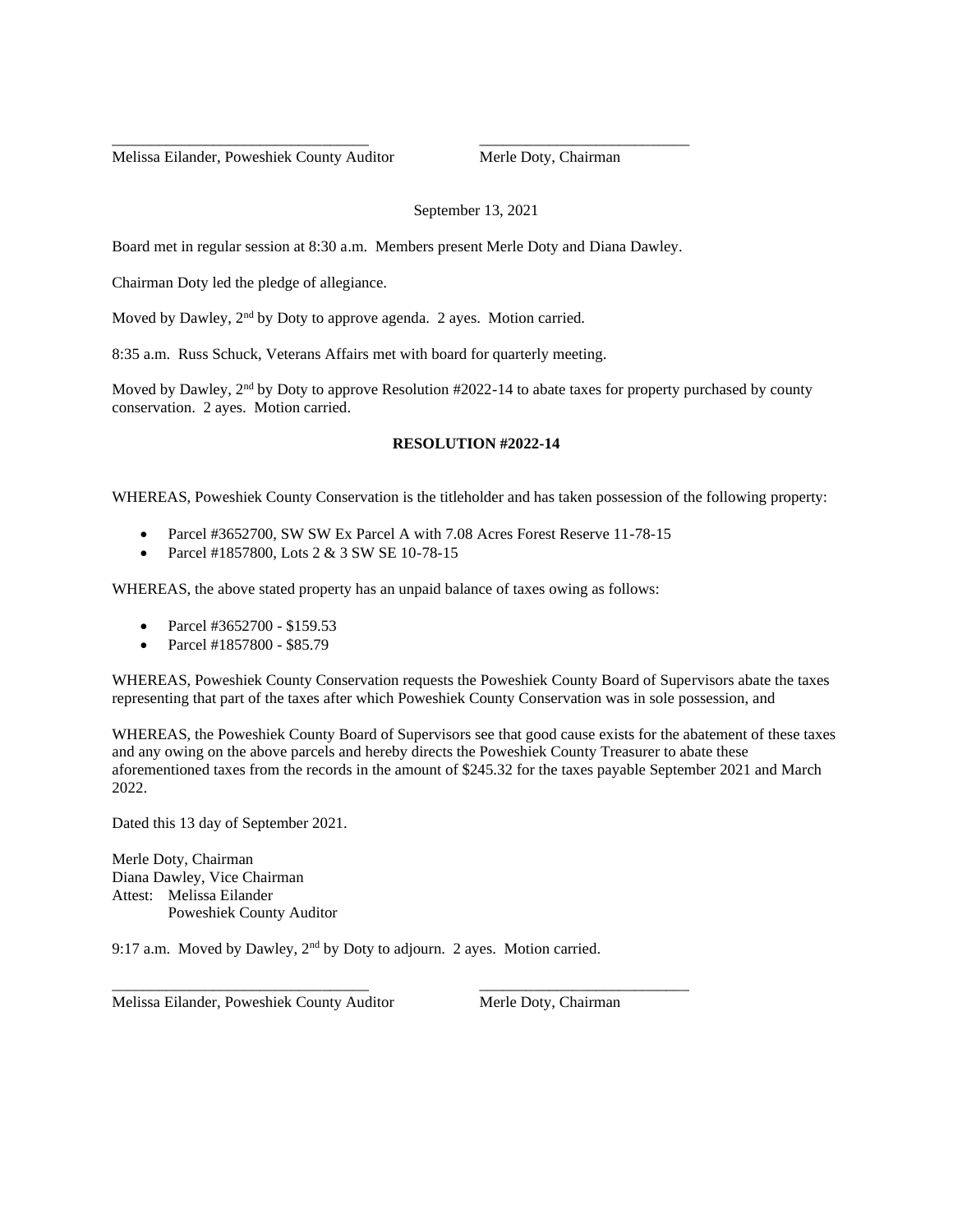\_\_\_\_\_\_\_\_\_\_\_\_\_\_\_\_\_\_\_\_\_\_\_\_\_\_\_\_\_\_\_\_\_ \_\_\_\_\_\_\_\_\_\_\_\_\_\_\_\_\_\_\_\_\_\_\_\_\_\_\_

Melissa Eilander, Poweshiek County Auditor Merle Doty, Chairman

September 13, 2021

Board met in regular session at 8:30 a.m. Members present Merle Doty and Diana Dawley.

Chairman Doty led the pledge of allegiance.

Moved by Dawley, 2nd by Doty to approve agenda. 2 ayes. Motion carried.

8:35 a.m. Russ Schuck, Veterans Affairs met with board for quarterly meeting.

Moved by Dawley, 2nd by Doty to approve Resolution #2022-14 to abate taxes for property purchased by county conservation. 2 ayes. Motion carried.

**RESOLUTION #2022-14**

WHEREAS, Poweshiek County Conservation is the titleholder and has taken possession of the following property:

- Parcel #3652700, SW SW Ex Parcel A with 7.08 Acres Forest Reserve 11-78-15
- Parcel #1857800, Lots 2 & 3 SW SE 10-78-15

WHEREAS, the above stated property has an unpaid balance of taxes owing as follows:

- Parcel #3652700 - $159.53
- Parcel #1857800 - $85.79

WHEREAS, Poweshiek County Conservation requests the Poweshiek County Board of Supervisors abate the taxes representing that part of the taxes after which Poweshiek County Conservation was in sole possession, and

WHEREAS, the Poweshiek County Board of Supervisors see that good cause exists for the abatement of these taxes and any owing on the above parcels and hereby directs the Poweshiek County Treasurer to abate these aforementioned taxes from the records in the amount of $245.32 for the taxes payable September 2021 and March 2022.

Dated this 13 day of September 2021.

Merle Doty, Chairman
Diana Dawley, Vice Chairman
Attest: Melissa Eilander
Poweshiek County Auditor

9:17 a.m. Moved by Dawley, 2nd by Doty to adjourn. 2 ayes. Motion carried.

\_\_\_\_\_\_\_\_\_\_\_\_\_\_\_\_\_\_\_\_\_\_\_\_\_\_\_\_\_\_\_\_\_ \_\_\_\_\_\_\_\_\_\_\_\_\_\_\_\_\_\_\_\_\_\_\_\_\_\_\_

Melissa Eilander, Poweshiek County Auditor Merle Doty, Chairman